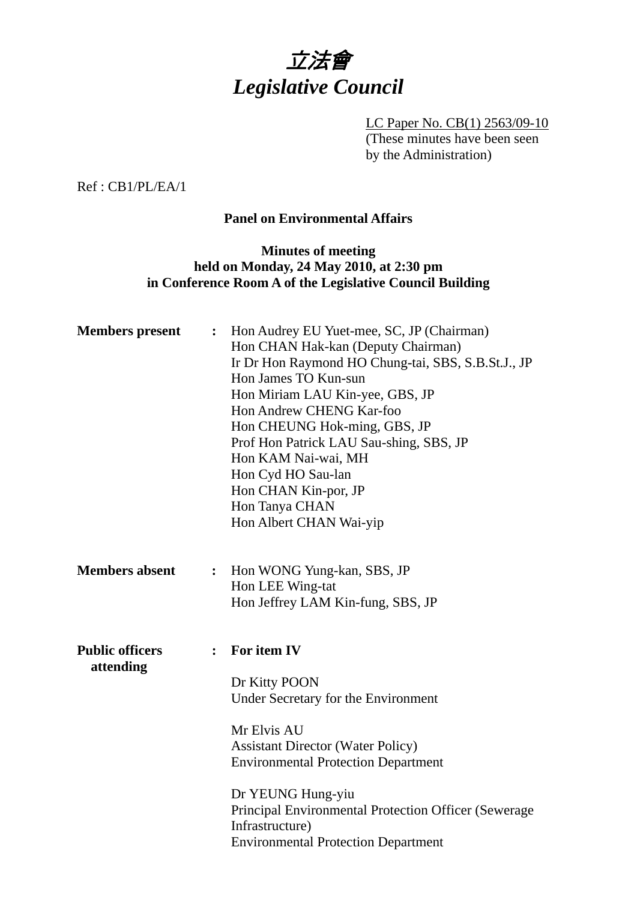# *立法會*
# *Legislative Council*

LC Paper No. CB(1) 2563/09-10
(These minutes have been seen by the Administration)

Ref : CB1/PL/EA/1

**Panel on Environmental Affairs**

**Minutes of meeting**
**held on Monday, 24 May 2010, at 2:30 pm**
**in Conference Room A of the Legislative Council Building**

**Members present** :
Hon Audrey EU Yuet-mee, SC, JP (Chairman)
Hon CHAN Hak-kan (Deputy Chairman)
Ir Dr Hon Raymond HO Chung-tai, SBS, S.B.St.J., JP
Hon James TO Kun-sun
Hon Miriam LAU Kin-yee, GBS, JP
Hon Andrew CHENG Kar-foo
Hon CHEUNG Hok-ming, GBS, JP
Prof Hon Patrick LAU Sau-shing, SBS, JP
Hon KAM Nai-wai, MH
Hon Cyd HO Sau-lan
Hon CHAN Kin-por, JP
Hon Tanya CHAN
Hon Albert CHAN Wai-yip

**Members absent** :
Hon WONG Yung-kan, SBS, JP
Hon LEE Wing-tat
Hon Jeffrey LAM Kin-fung, SBS, JP

**Public officers attending** :
**For item IV**

Dr Kitty POON
Under Secretary for the Environment

Mr Elvis AU
Assistant Director (Water Policy)
Environmental Protection Department

Dr YEUNG Hung-yiu
Principal Environmental Protection Officer (Sewerage Infrastructure)
Environmental Protection Department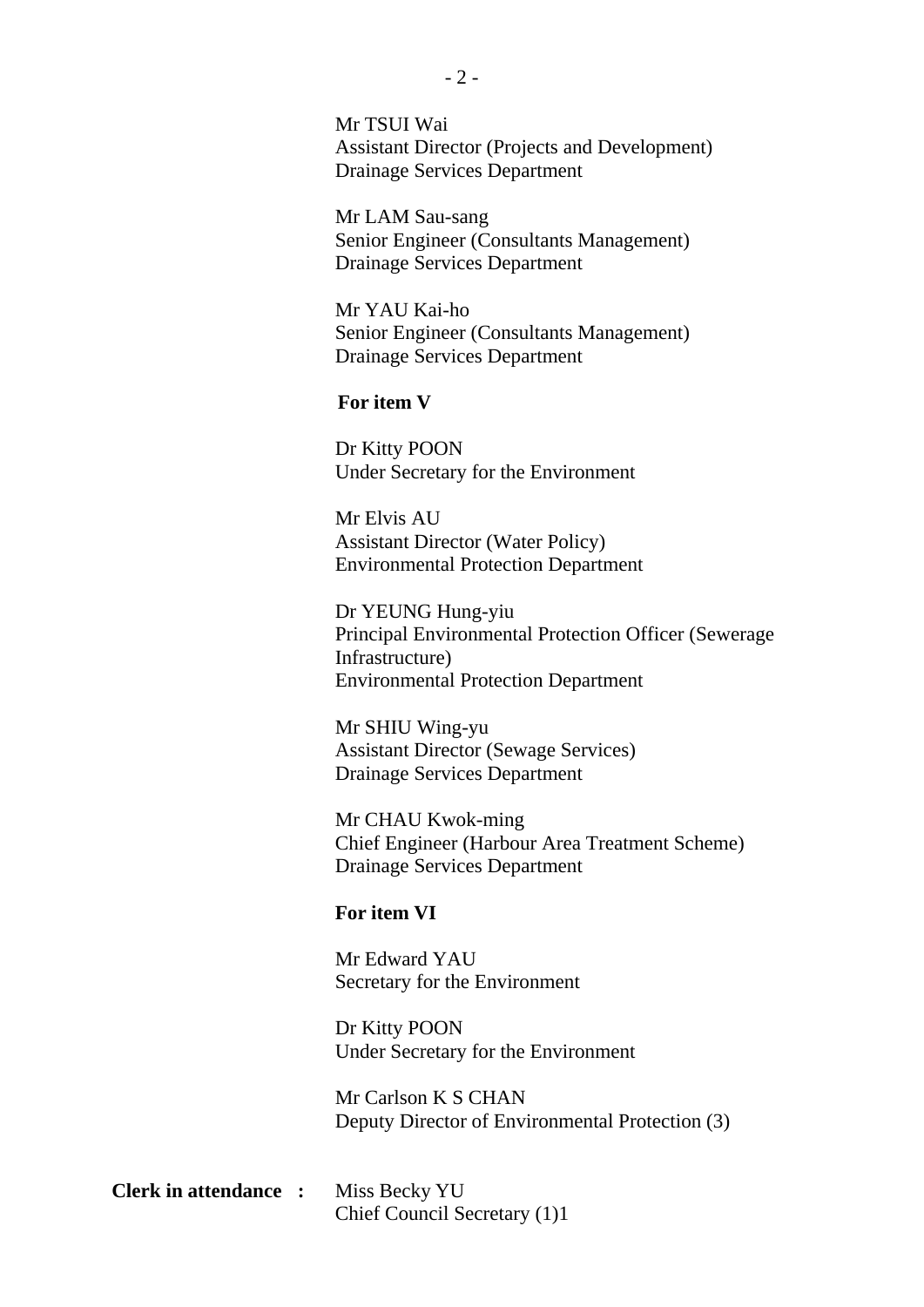Mr TSUI Wai
Assistant Director (Projects and Development)
Drainage Services Department

Mr LAM Sau-sang
Senior Engineer (Consultants Management)
Drainage Services Department

Mr YAU Kai-ho
Senior Engineer (Consultants Management)
Drainage Services Department

**For item V**

Dr Kitty POON
Under Secretary for the Environment

Mr Elvis AU
Assistant Director (Water Policy)
Environmental Protection Department

Dr YEUNG Hung-yiu
Principal Environmental Protection Officer (Sewerage Infrastructure)
Environmental Protection Department

Mr SHIU Wing-yu
Assistant Director (Sewage Services)
Drainage Services Department

Mr CHAU Kwok-ming
Chief Engineer (Harbour Area Treatment Scheme)
Drainage Services Department

**For item VI**

Mr Edward YAU
Secretary for the Environment

Dr Kitty POON
Under Secretary for the Environment

Mr Carlson K S CHAN
Deputy Director of Environmental Protection (3)

**Clerk in attendance :** Miss Becky YU
Chief Council Secretary (1)1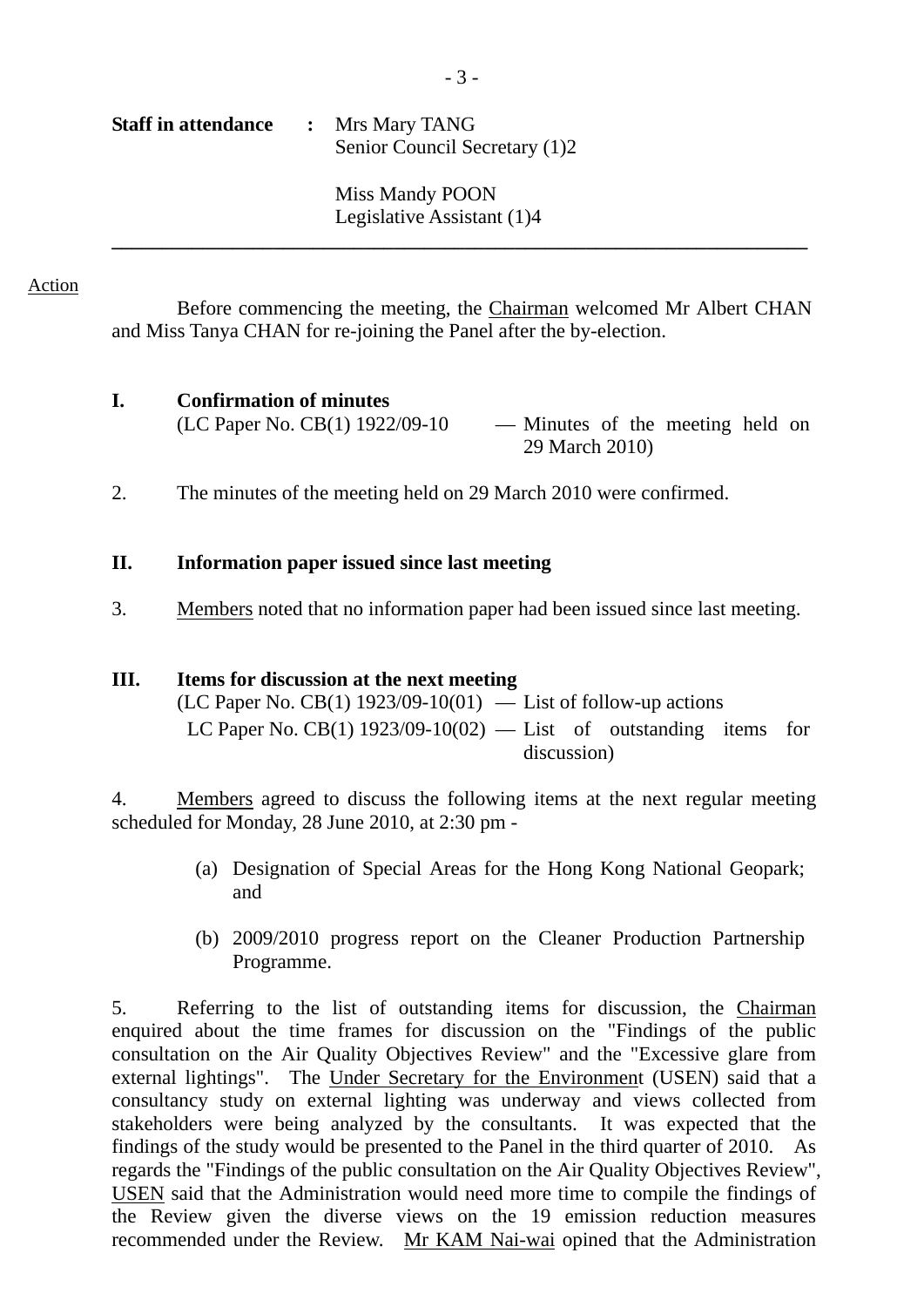**Staff in attendance** : Mrs Mary TANG
Senior Council Secretary (1)2

Miss Mandy POON
Legislative Assistant (1)4

---

Action

Before commencing the meeting, the Chairman welcomed Mr Albert CHAN and Miss Tanya CHAN for re-joining the Panel after the by-election.

**I. Confirmation of minutes**

(LC Paper No. CB(1) 1922/09-10 — Minutes of the meeting held on 29 March 2010)

2. The minutes of the meeting held on 29 March 2010 were confirmed.

**II. Information paper issued since last meeting**

3. Members noted that no information paper had been issued since last meeting.

**III. Items for discussion at the next meeting**

(LC Paper No. CB(1) 1923/09-10(01) — List of follow-up actions
LC Paper No. CB(1) 1923/09-10(02) — List of outstanding items for discussion)

4. Members agreed to discuss the following items at the next regular meeting scheduled for Monday, 28 June 2010, at 2:30 pm -

(a) Designation of Special Areas for the Hong Kong National Geopark; and

(b) 2009/2010 progress report on the Cleaner Production Partnership Programme.

5. Referring to the list of outstanding items for discussion, the Chairman enquired about the time frames for discussion on the "Findings of the public consultation on the Air Quality Objectives Review" and the "Excessive glare from external lightings". The Under Secretary for the Environment (USEN) said that a consultancy study on external lighting was underway and views collected from stakeholders were being analyzed by the consultants. It was expected that the findings of the study would be presented to the Panel in the third quarter of 2010. As regards the "Findings of the public consultation on the Air Quality Objectives Review", USEN said that the Administration would need more time to compile the findings of the Review given the diverse views on the 19 emission reduction measures recommended under the Review. Mr KAM Nai-wai opined that the Administration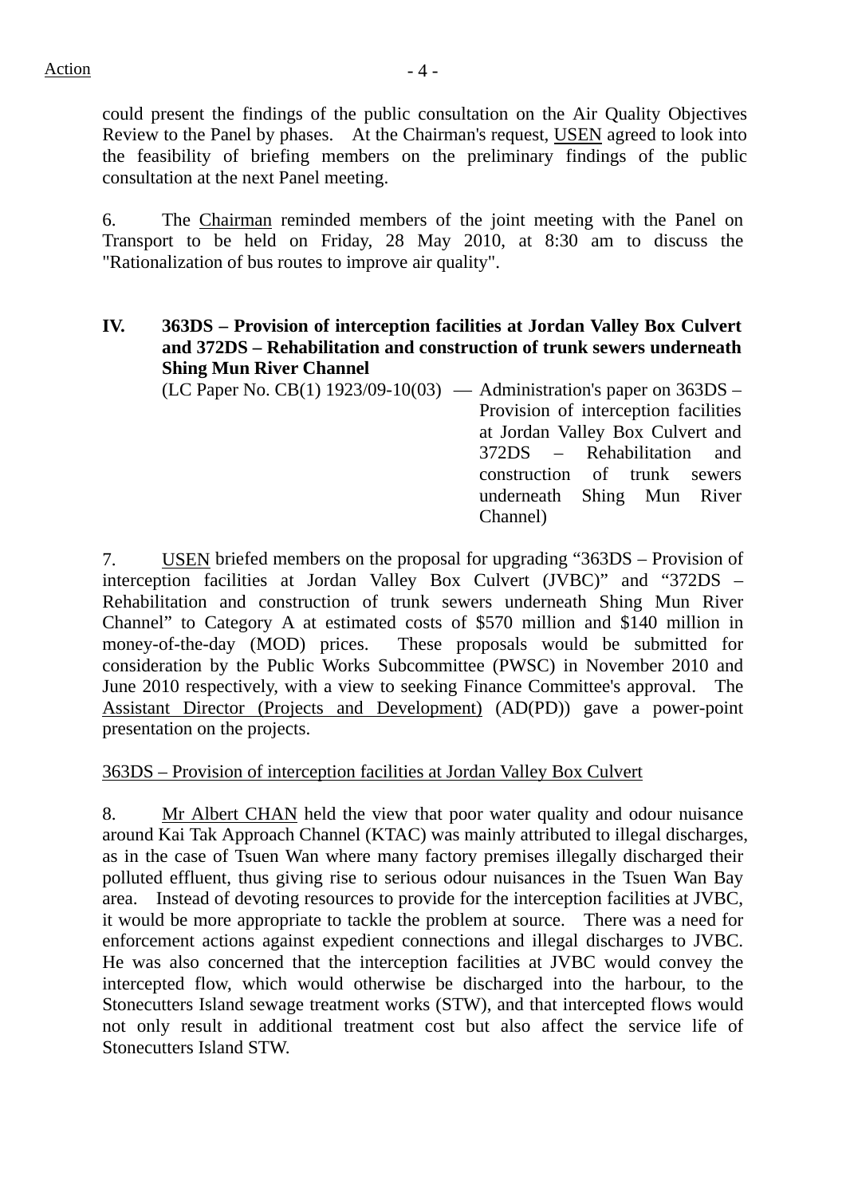could present the findings of the public consultation on the Air Quality Objectives Review to the Panel by phases. At the Chairman's request, USEN agreed to look into the feasibility of briefing members on the preliminary findings of the public consultation at the next Panel meeting.

6. The Chairman reminded members of the joint meeting with the Panel on Transport to be held on Friday, 28 May 2010, at 8:30 am to discuss the "Rationalization of bus routes to improve air quality".

**IV. 363DS – Provision of interception facilities at Jordan Valley Box Culvert and 372DS – Rehabilitation and construction of trunk sewers underneath Shing Mun River Channel**

(LC Paper No. CB(1) 1923/09-10(03) — Administration's paper on 363DS – Provision of interception facilities at Jordan Valley Box Culvert and 372DS – Rehabilitation and construction of trunk sewers underneath Shing Mun River Channel)

7. USEN briefed members on the proposal for upgrading "363DS – Provision of interception facilities at Jordan Valley Box Culvert (JVBC)" and "372DS – Rehabilitation and construction of trunk sewers underneath Shing Mun River Channel" to Category A at estimated costs of $570 million and $140 million in money-of-the-day (MOD) prices. These proposals would be submitted for consideration by the Public Works Subcommittee (PWSC) in November 2010 and June 2010 respectively, with a view to seeking Finance Committee's approval. The Assistant Director (Projects and Development) (AD(PD)) gave a power-point presentation on the projects.

363DS – Provision of interception facilities at Jordan Valley Box Culvert

8. Mr Albert CHAN held the view that poor water quality and odour nuisance around Kai Tak Approach Channel (KTAC) was mainly attributed to illegal discharges, as in the case of Tsuen Wan where many factory premises illegally discharged their polluted effluent, thus giving rise to serious odour nuisances in the Tsuen Wan Bay area. Instead of devoting resources to provide for the interception facilities at JVBC, it would be more appropriate to tackle the problem at source. There was a need for enforcement actions against expedient connections and illegal discharges to JVBC. He was also concerned that the interception facilities at JVBC would convey the intercepted flow, which would otherwise be discharged into the harbour, to the Stonecutters Island sewage treatment works (STW), and that intercepted flows would not only result in additional treatment cost but also affect the service life of Stonecutters Island STW.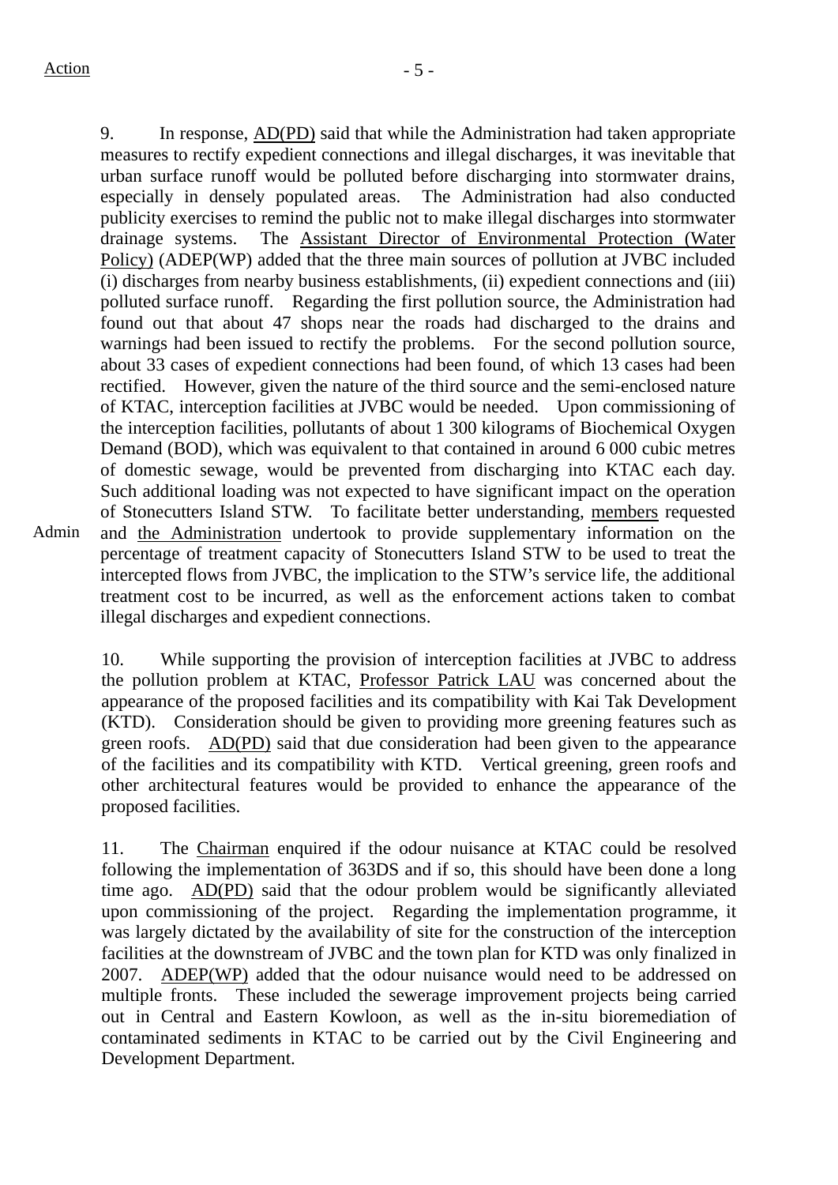Action

9. In response, AD(PD) said that while the Administration had taken appropriate measures to rectify expedient connections and illegal discharges, it was inevitable that urban surface runoff would be polluted before discharging into stormwater drains, especially in densely populated areas. The Administration had also conducted publicity exercises to remind the public not to make illegal discharges into stormwater drainage systems. The Assistant Director of Environmental Protection (Water Policy) (ADEP(WP) added that the three main sources of pollution at JVBC included (i) discharges from nearby business establishments, (ii) expedient connections and (iii) polluted surface runoff. Regarding the first pollution source, the Administration had found out that about 47 shops near the roads had discharged to the drains and warnings had been issued to rectify the problems. For the second pollution source, about 33 cases of expedient connections had been found, of which 13 cases had been rectified. However, given the nature of the third source and the semi-enclosed nature of KTAC, interception facilities at JVBC would be needed. Upon commissioning of the interception facilities, pollutants of about 1 300 kilograms of Biochemical Oxygen Demand (BOD), which was equivalent to that contained in around 6 000 cubic metres of domestic sewage, would be prevented from discharging into KTAC each day. Such additional loading was not expected to have significant impact on the operation of Stonecutters Island STW. To facilitate better understanding, members requested and the Administration undertook to provide supplementary information on the percentage of treatment capacity of Stonecutters Island STW to be used to treat the intercepted flows from JVBC, the implication to the STW's service life, the additional treatment cost to be incurred, as well as the enforcement actions taken to combat illegal discharges and expedient connections.

Admin

10. While supporting the provision of interception facilities at JVBC to address the pollution problem at KTAC, Professor Patrick LAU was concerned about the appearance of the proposed facilities and its compatibility with Kai Tak Development (KTD). Consideration should be given to providing more greening features such as green roofs. AD(PD) said that due consideration had been given to the appearance of the facilities and its compatibility with KTD. Vertical greening, green roofs and other architectural features would be provided to enhance the appearance of the proposed facilities.

11. The Chairman enquired if the odour nuisance at KTAC could be resolved following the implementation of 363DS and if so, this should have been done a long time ago. AD(PD) said that the odour problem would be significantly alleviated upon commissioning of the project. Regarding the implementation programme, it was largely dictated by the availability of site for the construction of the interception facilities at the downstream of JVBC and the town plan for KTD was only finalized in 2007. ADEP(WP) added that the odour nuisance would need to be addressed on multiple fronts. These included the sewerage improvement projects being carried out in Central and Eastern Kowloon, as well as the in-situ bioremediation of contaminated sediments in KTAC to be carried out by the Civil Engineering and Development Department.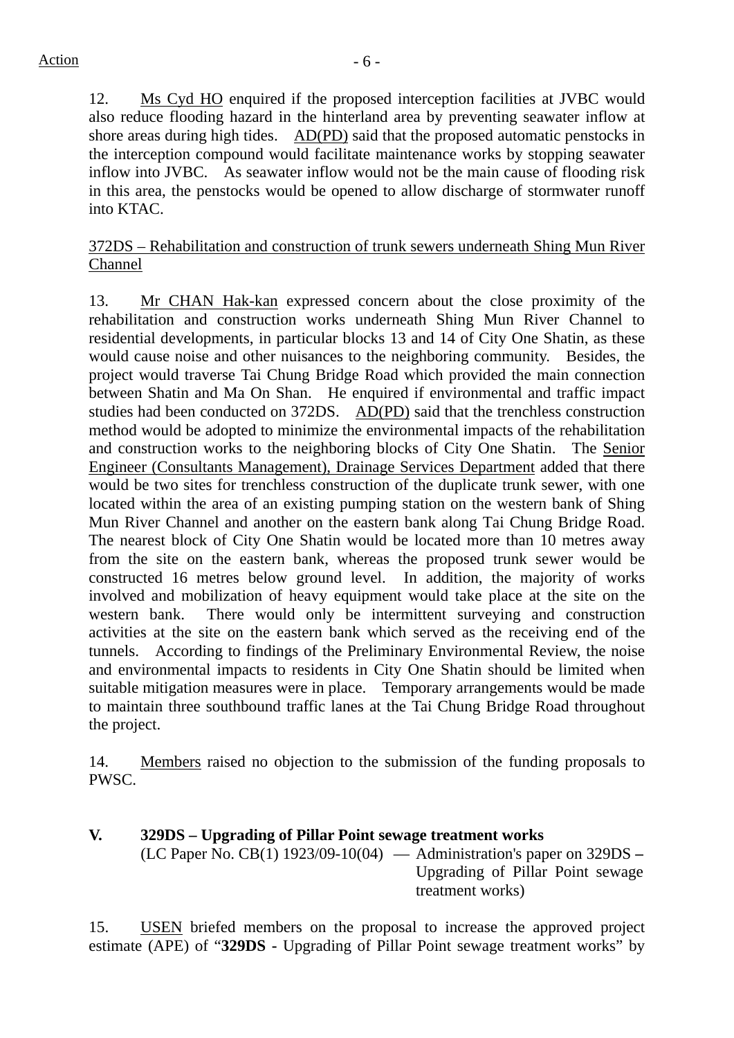Action

12. Ms Cyd HO enquired if the proposed interception facilities at JVBC would also reduce flooding hazard in the hinterland area by preventing seawater inflow at shore areas during high tides. AD(PD) said that the proposed automatic penstocks in the interception compound would facilitate maintenance works by stopping seawater inflow into JVBC. As seawater inflow would not be the main cause of flooding risk in this area, the penstocks would be opened to allow discharge of stormwater runoff into KTAC.

372DS – Rehabilitation and construction of trunk sewers underneath Shing Mun River Channel

13. Mr CHAN Hak-kan expressed concern about the close proximity of the rehabilitation and construction works underneath Shing Mun River Channel to residential developments, in particular blocks 13 and 14 of City One Shatin, as these would cause noise and other nuisances to the neighboring community. Besides, the project would traverse Tai Chung Bridge Road which provided the main connection between Shatin and Ma On Shan. He enquired if environmental and traffic impact studies had been conducted on 372DS. AD(PD) said that the trenchless construction method would be adopted to minimize the environmental impacts of the rehabilitation and construction works to the neighboring blocks of City One Shatin. The Senior Engineer (Consultants Management), Drainage Services Department added that there would be two sites for trenchless construction of the duplicate trunk sewer, with one located within the area of an existing pumping station on the western bank of Shing Mun River Channel and another on the eastern bank along Tai Chung Bridge Road. The nearest block of City One Shatin would be located more than 10 metres away from the site on the eastern bank, whereas the proposed trunk sewer would be constructed 16 metres below ground level. In addition, the majority of works involved and mobilization of heavy equipment would take place at the site on the western bank. There would only be intermittent surveying and construction activities at the site on the eastern bank which served as the receiving end of the tunnels. According to findings of the Preliminary Environmental Review, the noise and environmental impacts to residents in City One Shatin should be limited when suitable mitigation measures were in place. Temporary arrangements would be made to maintain three southbound traffic lanes at the Tai Chung Bridge Road throughout the project.

14. Members raised no objection to the submission of the funding proposals to PWSC.

**V. 329DS – Upgrading of Pillar Point sewage treatment works**

(LC Paper No. CB(1) 1923/09-10(04) — Administration's paper on 329DS – Upgrading of Pillar Point sewage treatment works)

15. USEN briefed members on the proposal to increase the approved project estimate (APE) of "**329DS -** Upgrading of Pillar Point sewage treatment works" by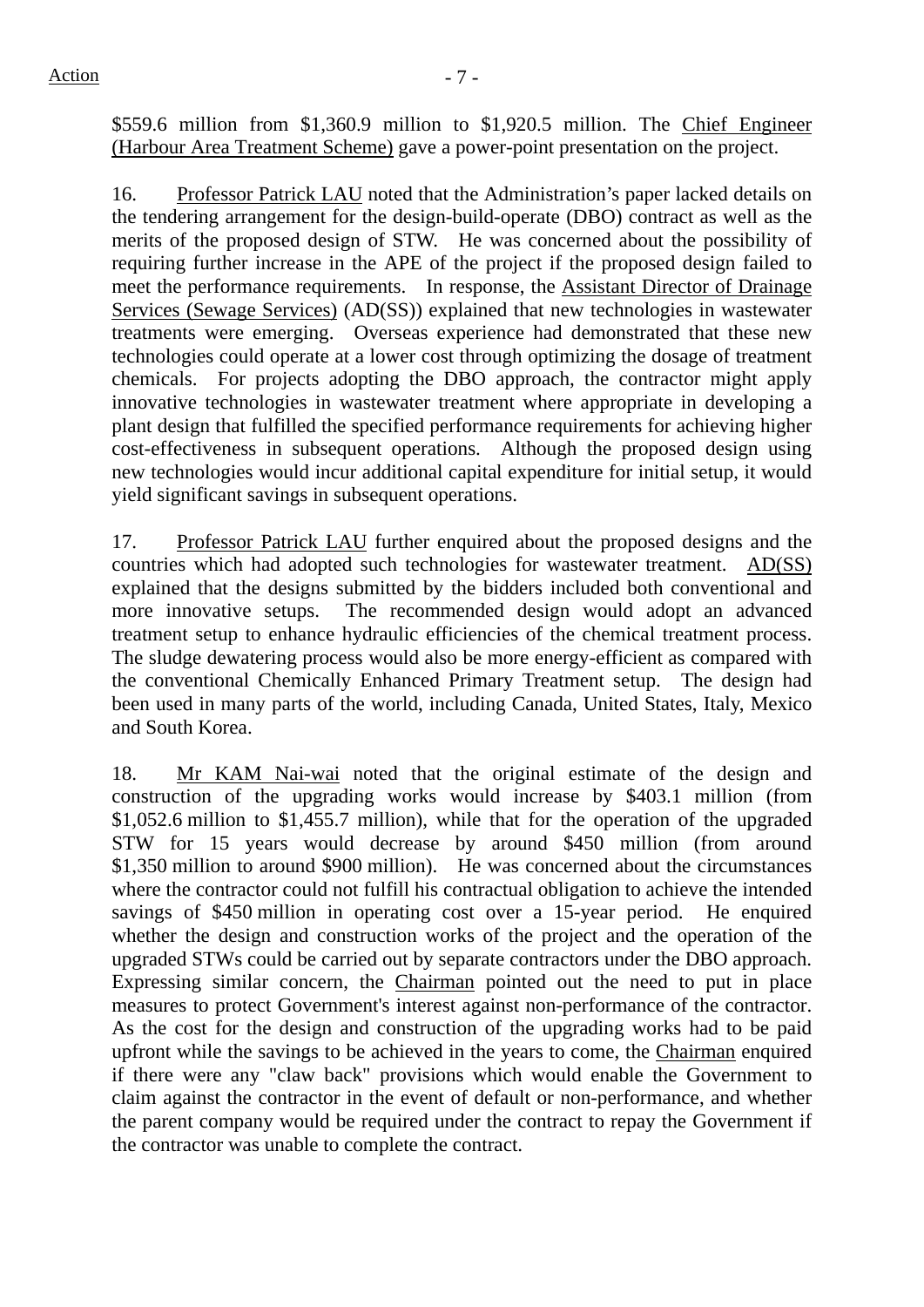$559.6 million from $1,360.9 million to $1,920.5 million. The Chief Engineer (Harbour Area Treatment Scheme) gave a power-point presentation on the project.

16. Professor Patrick LAU noted that the Administration's paper lacked details on the tendering arrangement for the design-build-operate (DBO) contract as well as the merits of the proposed design of STW. He was concerned about the possibility of requiring further increase in the APE of the project if the proposed design failed to meet the performance requirements. In response, the Assistant Director of Drainage Services (Sewage Services) (AD(SS)) explained that new technologies in wastewater treatments were emerging. Overseas experience had demonstrated that these new technologies could operate at a lower cost through optimizing the dosage of treatment chemicals. For projects adopting the DBO approach, the contractor might apply innovative technologies in wastewater treatment where appropriate in developing a plant design that fulfilled the specified performance requirements for achieving higher cost-effectiveness in subsequent operations. Although the proposed design using new technologies would incur additional capital expenditure for initial setup, it would yield significant savings in subsequent operations.

17. Professor Patrick LAU further enquired about the proposed designs and the countries which had adopted such technologies for wastewater treatment. AD(SS) explained that the designs submitted by the bidders included both conventional and more innovative setups. The recommended design would adopt an advanced treatment setup to enhance hydraulic efficiencies of the chemical treatment process. The sludge dewatering process would also be more energy-efficient as compared with the conventional Chemically Enhanced Primary Treatment setup. The design had been used in many parts of the world, including Canada, United States, Italy, Mexico and South Korea.

18. Mr KAM Nai-wai noted that the original estimate of the design and construction of the upgrading works would increase by $403.1 million (from $1,052.6 million to $1,455.7 million), while that for the operation of the upgraded STW for 15 years would decrease by around $450 million (from around $1,350 million to around $900 million). He was concerned about the circumstances where the contractor could not fulfill his contractual obligation to achieve the intended savings of $450 million in operating cost over a 15-year period. He enquired whether the design and construction works of the project and the operation of the upgraded STWs could be carried out by separate contractors under the DBO approach. Expressing similar concern, the Chairman pointed out the need to put in place measures to protect Government's interest against non-performance of the contractor. As the cost for the design and construction of the upgrading works had to be paid upfront while the savings to be achieved in the years to come, the Chairman enquired if there were any "claw back" provisions which would enable the Government to claim against the contractor in the event of default or non-performance, and whether the parent company would be required under the contract to repay the Government if the contractor was unable to complete the contract.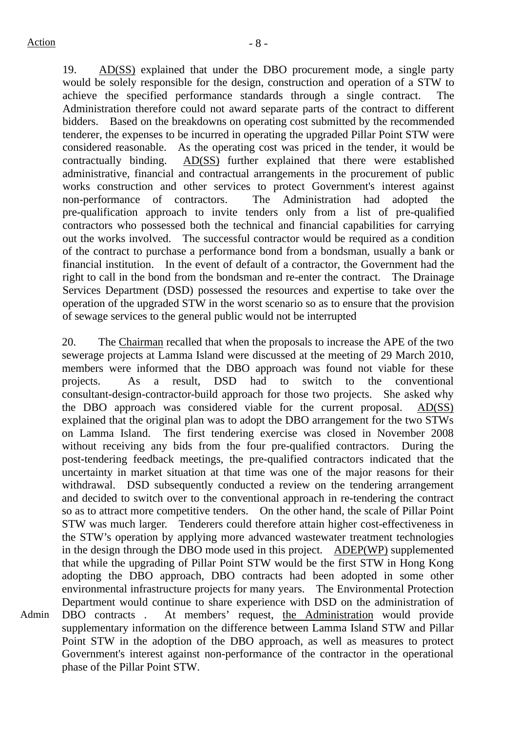Action

19. AD(SS) explained that under the DBO procurement mode, a single party would be solely responsible for the design, construction and operation of a STW to achieve the specified performance standards through a single contract. The Administration therefore could not award separate parts of the contract to different bidders. Based on the breakdowns on operating cost submitted by the recommended tenderer, the expenses to be incurred in operating the upgraded Pillar Point STW were considered reasonable. As the operating cost was priced in the tender, it would be contractually binding. AD(SS) further explained that there were established administrative, financial and contractual arrangements in the procurement of public works construction and other services to protect Government's interest against non-performance of contractors. The Administration had adopted the pre-qualification approach to invite tenders only from a list of pre-qualified contractors who possessed both the technical and financial capabilities for carrying out the works involved. The successful contractor would be required as a condition of the contract to purchase a performance bond from a bondsman, usually a bank or financial institution. In the event of default of a contractor, the Government had the right to call in the bond from the bondsman and re-enter the contract. The Drainage Services Department (DSD) possessed the resources and expertise to take over the operation of the upgraded STW in the worst scenario so as to ensure that the provision of sewage services to the general public would not be interrupted

20. The Chairman recalled that when the proposals to increase the APE of the two sewerage projects at Lamma Island were discussed at the meeting of 29 March 2010, members were informed that the DBO approach was found not viable for these projects. As a result, DSD had to switch to the conventional consultant-design-contractor-build approach for those two projects. She asked why the DBO approach was considered viable for the current proposal. AD(SS) explained that the original plan was to adopt the DBO arrangement for the two STWs on Lamma Island. The first tendering exercise was closed in November 2008 without receiving any bids from the four pre-qualified contractors. During the post-tendering feedback meetings, the pre-qualified contractors indicated that the uncertainty in market situation at that time was one of the major reasons for their withdrawal. DSD subsequently conducted a review on the tendering arrangement and decided to switch over to the conventional approach in re-tendering the contract so as to attract more competitive tenders. On the other hand, the scale of Pillar Point STW was much larger. Tenderers could therefore attain higher cost-effectiveness in the STW's operation by applying more advanced wastewater treatment technologies in the design through the DBO mode used in this project. ADEP(WP) supplemented that while the upgrading of Pillar Point STW would be the first STW in Hong Kong adopting the DBO approach, DBO contracts had been adopted in some other environmental infrastructure projects for many years. The Environmental Protection Department would continue to share experience with DSD on the administration of DBO contracts . At members' request, the Administration would provide supplementary information on the difference between Lamma Island STW and Pillar Point STW in the adoption of the DBO approach, as well as measures to protect Government's interest against non-performance of the contractor in the operational phase of the Pillar Point STW.

Admin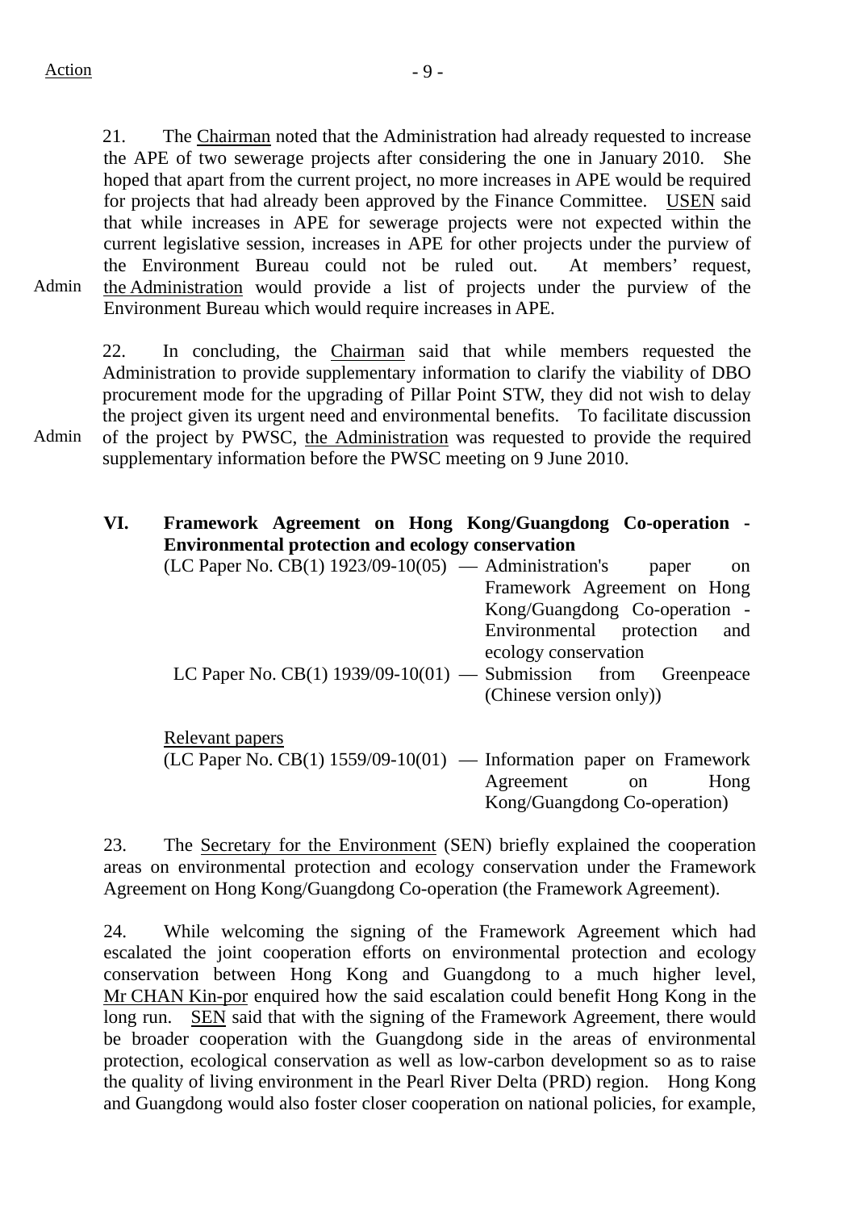Action

21. The Chairman noted that the Administration had already requested to increase the APE of two sewerage projects after considering the one in January 2010. She hoped that apart from the current project, no more increases in APE would be required for projects that had already been approved by the Finance Committee. USEN said that while increases in APE for sewerage projects were not expected within the current legislative session, increases in APE for other projects under the purview of the Environment Bureau could not be ruled out. At members' request, the Administration would provide a list of projects under the purview of the Environment Bureau which would require increases in APE.

Admin

22. In concluding, the Chairman said that while members requested the Administration to provide supplementary information to clarify the viability of DBO procurement mode for the upgrading of Pillar Point STW, they did not wish to delay the project given its urgent need and environmental benefits. To facilitate discussion of the project by PWSC, the Administration was requested to provide the required supplementary information before the PWSC meeting on 9 June 2010.

Admin

**VI. Framework Agreement on Hong Kong/Guangdong Co-operation - Environmental protection and ecology conservation**

(LC Paper No. CB(1) 1923/09-10(05) — Administration's paper on Framework Agreement on Hong Kong/Guangdong Co-operation - Environmental protection and ecology conservation

LC Paper No. CB(1) 1939/09-10(01) — Submission from Greenpeace (Chinese version only))

Relevant papers

(LC Paper No. CB(1) 1559/09-10(01) — Information paper on Framework Agreement on Hong Kong/Guangdong Co-operation)

23. The Secretary for the Environment (SEN) briefly explained the cooperation areas on environmental protection and ecology conservation under the Framework Agreement on Hong Kong/Guangdong Co-operation (the Framework Agreement).

24. While welcoming the signing of the Framework Agreement which had escalated the joint cooperation efforts on environmental protection and ecology conservation between Hong Kong and Guangdong to a much higher level, Mr CHAN Kin-por enquired how the said escalation could benefit Hong Kong in the long run. SEN said that with the signing of the Framework Agreement, there would be broader cooperation with the Guangdong side in the areas of environmental protection, ecological conservation as well as low-carbon development so as to raise the quality of living environment in the Pearl River Delta (PRD) region. Hong Kong and Guangdong would also foster closer cooperation on national policies, for example,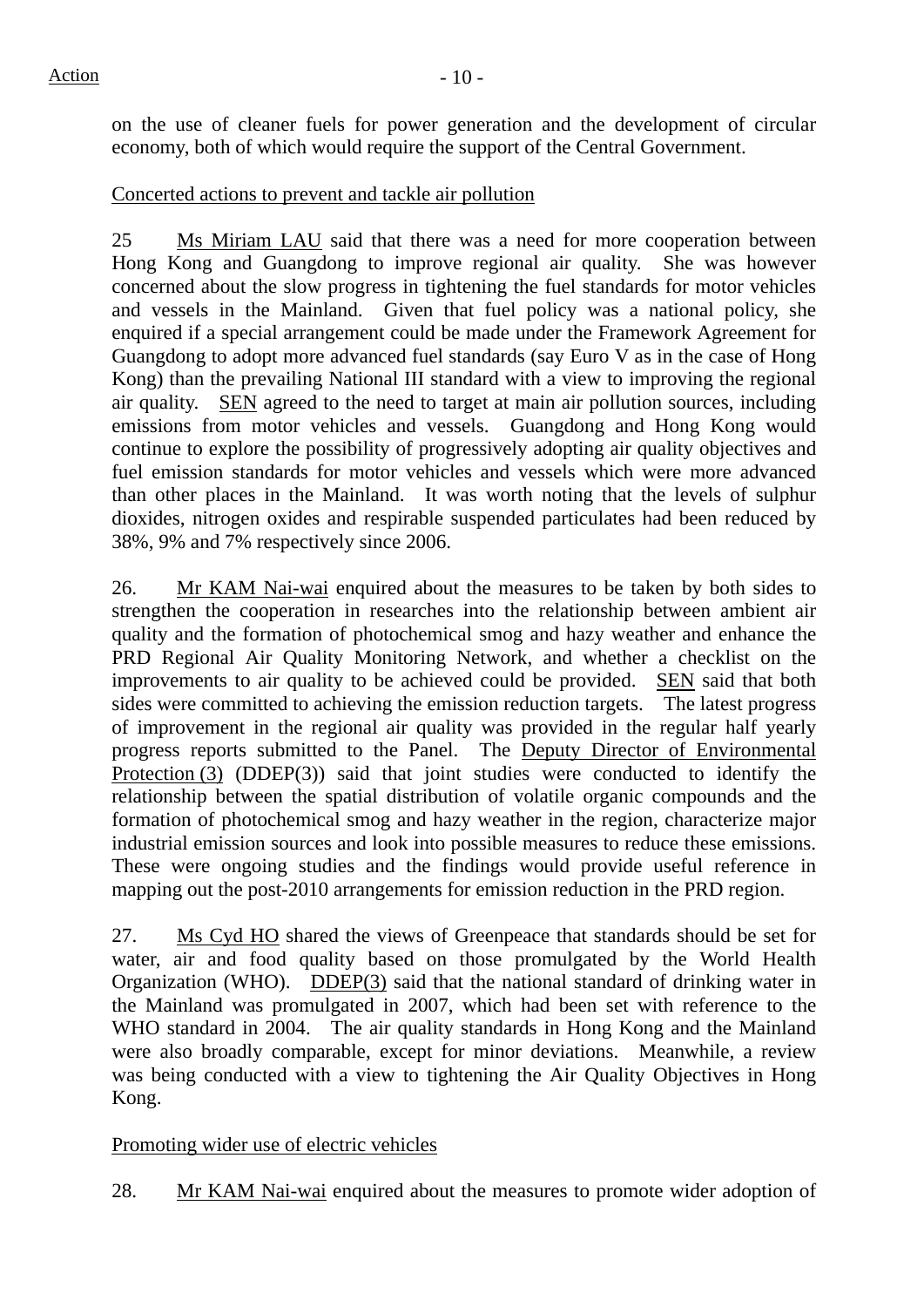on the use of cleaner fuels for power generation and the development of circular economy, both of which would require the support of the Central Government.

Concerted actions to prevent and tackle air pollution

25 Ms Miriam LAU said that there was a need for more cooperation between Hong Kong and Guangdong to improve regional air quality. She was however concerned about the slow progress in tightening the fuel standards for motor vehicles and vessels in the Mainland. Given that fuel policy was a national policy, she enquired if a special arrangement could be made under the Framework Agreement for Guangdong to adopt more advanced fuel standards (say Euro V as in the case of Hong Kong) than the prevailing National III standard with a view to improving the regional air quality. SEN agreed to the need to target at main air pollution sources, including emissions from motor vehicles and vessels. Guangdong and Hong Kong would continue to explore the possibility of progressively adopting air quality objectives and fuel emission standards for motor vehicles and vessels which were more advanced than other places in the Mainland. It was worth noting that the levels of sulphur dioxides, nitrogen oxides and respirable suspended particulates had been reduced by 38%, 9% and 7% respectively since 2006.

26. Mr KAM Nai-wai enquired about the measures to be taken by both sides to strengthen the cooperation in researches into the relationship between ambient air quality and the formation of photochemical smog and hazy weather and enhance the PRD Regional Air Quality Monitoring Network, and whether a checklist on the improvements to air quality to be achieved could be provided. SEN said that both sides were committed to achieving the emission reduction targets. The latest progress of improvement in the regional air quality was provided in the regular half yearly progress reports submitted to the Panel. The Deputy Director of Environmental Protection (3) (DDEP(3)) said that joint studies were conducted to identify the relationship between the spatial distribution of volatile organic compounds and the formation of photochemical smog and hazy weather in the region, characterize major industrial emission sources and look into possible measures to reduce these emissions. These were ongoing studies and the findings would provide useful reference in mapping out the post-2010 arrangements for emission reduction in the PRD region.

27. Ms Cyd HO shared the views of Greenpeace that standards should be set for water, air and food quality based on those promulgated by the World Health Organization (WHO). DDEP(3) said that the national standard of drinking water in the Mainland was promulgated in 2007, which had been set with reference to the WHO standard in 2004. The air quality standards in Hong Kong and the Mainland were also broadly comparable, except for minor deviations. Meanwhile, a review was being conducted with a view to tightening the Air Quality Objectives in Hong Kong.

Promoting wider use of electric vehicles

28. Mr KAM Nai-wai enquired about the measures to promote wider adoption of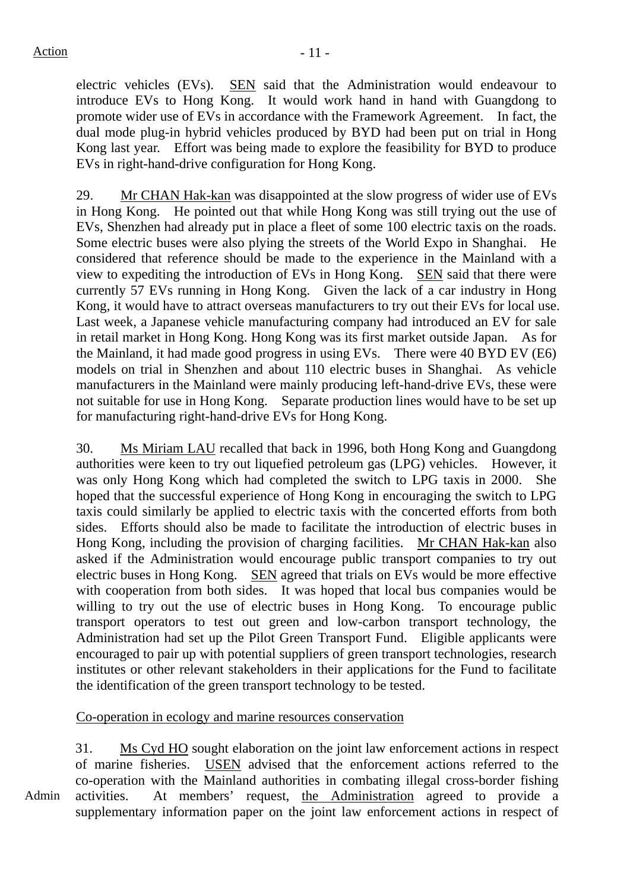electric vehicles (EVs). <u>SEN</u> said that the Administration would endeavour to introduce EVs to Hong Kong. It would work hand in hand with Guangdong to promote wider use of EVs in accordance with the Framework Agreement. In fact, the dual mode plug-in hybrid vehicles produced by BYD had been put on trial in Hong Kong last year. Effort was being made to explore the feasibility for BYD to produce EVs in right-hand-drive configuration for Hong Kong.

29. <u>Mr CHAN Hak-kan</u> was disappointed at the slow progress of wider use of EVs in Hong Kong. He pointed out that while Hong Kong was still trying out the use of EVs, Shenzhen had already put in place a fleet of some 100 electric taxis on the roads. Some electric buses were also plying the streets of the World Expo in Shanghai. He considered that reference should be made to the experience in the Mainland with a view to expediting the introduction of EVs in Hong Kong. <u>SEN</u> said that there were currently 57 EVs running in Hong Kong. Given the lack of a car industry in Hong Kong, it would have to attract overseas manufacturers to try out their EVs for local use. Last week, a Japanese vehicle manufacturing company had introduced an EV for sale in retail market in Hong Kong. Hong Kong was its first market outside Japan. As for the Mainland, it had made good progress in using EVs. There were 40 BYD EV (E6) models on trial in Shenzhen and about 110 electric buses in Shanghai. As vehicle manufacturers in the Mainland were mainly producing left-hand-drive EVs, these were not suitable for use in Hong Kong. Separate production lines would have to be set up for manufacturing right-hand-drive EVs for Hong Kong.

30. <u>Ms Miriam LAU</u> recalled that back in 1996, both Hong Kong and Guangdong authorities were keen to try out liquefied petroleum gas (LPG) vehicles. However, it was only Hong Kong which had completed the switch to LPG taxis in 2000. She hoped that the successful experience of Hong Kong in encouraging the switch to LPG taxis could similarly be applied to electric taxis with the concerted efforts from both sides. Efforts should also be made to facilitate the introduction of electric buses in Hong Kong, including the provision of charging facilities. <u>Mr CHAN Hak-kan</u> also asked if the Administration would encourage public transport companies to try out electric buses in Hong Kong. <u>SEN</u> agreed that trials on EVs would be more effective with cooperation from both sides. It was hoped that local bus companies would be willing to try out the use of electric buses in Hong Kong. To encourage public transport operators to test out green and low-carbon transport technology, the Administration had set up the Pilot Green Transport Fund. Eligible applicants were encouraged to pair up with potential suppliers of green transport technologies, research institutes or other relevant stakeholders in their applications for the Fund to facilitate the identification of the green transport technology to be tested.

<u>Co-operation in ecology and marine resources conservation</u>

31. <u>Ms Cyd HO</u> sought elaboration on the joint law enforcement actions in respect of marine fisheries. <u>USEN</u> advised that the enforcement actions referred to the co-operation with the Mainland authorities in combating illegal cross-border fishing activities. At members' request, <u>the Administration</u> agreed to provide a supplementary information paper on the joint law enforcement actions in respect of

Admin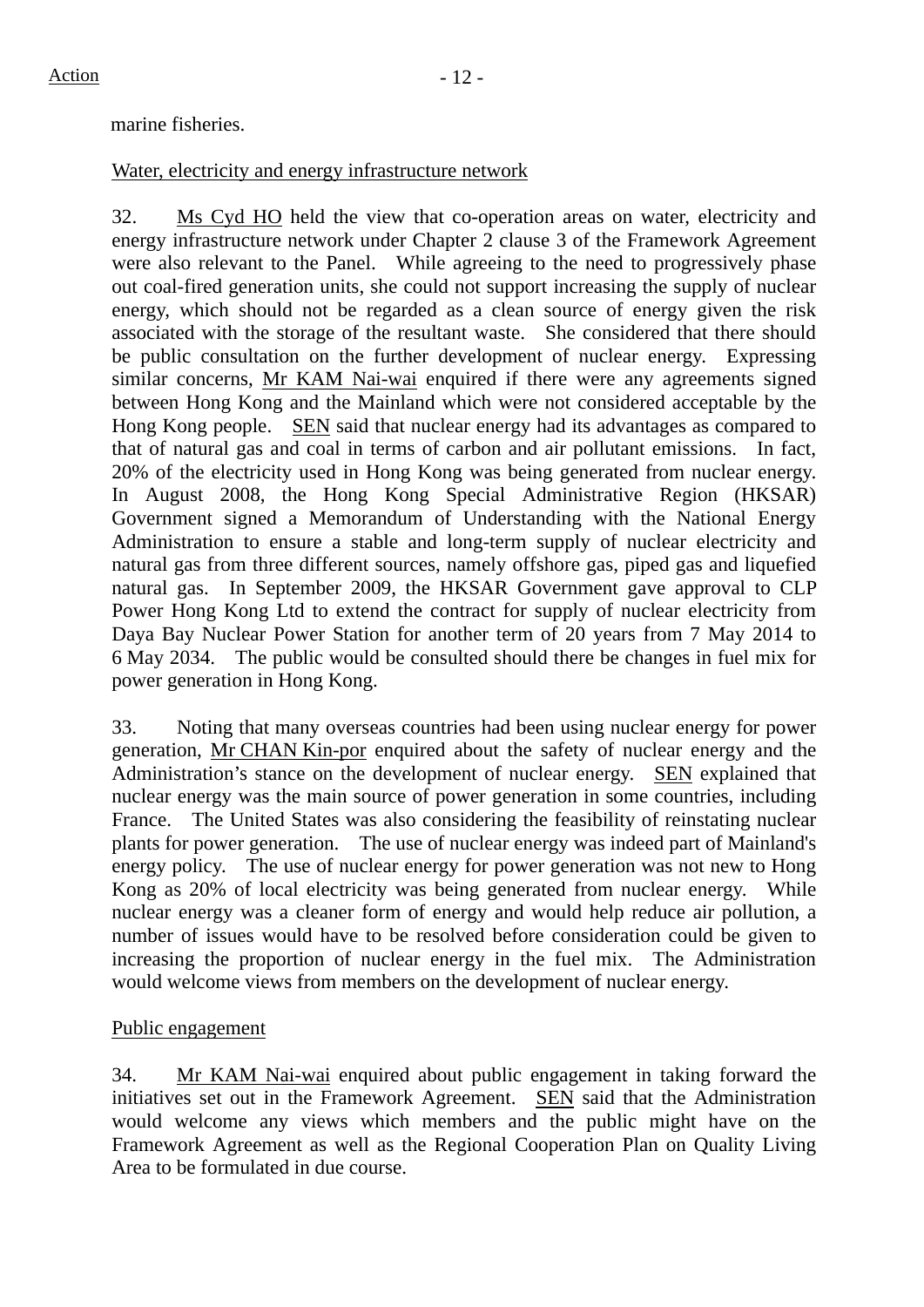marine fisheries.

Water, electricity and energy infrastructure network

32. Ms Cyd HO held the view that co-operation areas on water, electricity and energy infrastructure network under Chapter 2 clause 3 of the Framework Agreement were also relevant to the Panel. While agreeing to the need to progressively phase out coal-fired generation units, she could not support increasing the supply of nuclear energy, which should not be regarded as a clean source of energy given the risk associated with the storage of the resultant waste. She considered that there should be public consultation on the further development of nuclear energy. Expressing similar concerns, Mr KAM Nai-wai enquired if there were any agreements signed between Hong Kong and the Mainland which were not considered acceptable by the Hong Kong people. SEN said that nuclear energy had its advantages as compared to that of natural gas and coal in terms of carbon and air pollutant emissions. In fact, 20% of the electricity used in Hong Kong was being generated from nuclear energy. In August 2008, the Hong Kong Special Administrative Region (HKSAR) Government signed a Memorandum of Understanding with the National Energy Administration to ensure a stable and long-term supply of nuclear electricity and natural gas from three different sources, namely offshore gas, piped gas and liquefied natural gas. In September 2009, the HKSAR Government gave approval to CLP Power Hong Kong Ltd to extend the contract for supply of nuclear electricity from Daya Bay Nuclear Power Station for another term of 20 years from 7 May 2014 to 6 May 2034. The public would be consulted should there be changes in fuel mix for power generation in Hong Kong.

33. Noting that many overseas countries had been using nuclear energy for power generation, Mr CHAN Kin-por enquired about the safety of nuclear energy and the Administration's stance on the development of nuclear energy. SEN explained that nuclear energy was the main source of power generation in some countries, including France. The United States was also considering the feasibility of reinstating nuclear plants for power generation. The use of nuclear energy was indeed part of Mainland's energy policy. The use of nuclear energy for power generation was not new to Hong Kong as 20% of local electricity was being generated from nuclear energy. While nuclear energy was a cleaner form of energy and would help reduce air pollution, a number of issues would have to be resolved before consideration could be given to increasing the proportion of nuclear energy in the fuel mix. The Administration would welcome views from members on the development of nuclear energy.

Public engagement

34. Mr KAM Nai-wai enquired about public engagement in taking forward the initiatives set out in the Framework Agreement. SEN said that the Administration would welcome any views which members and the public might have on the Framework Agreement as well as the Regional Cooperation Plan on Quality Living Area to be formulated in due course.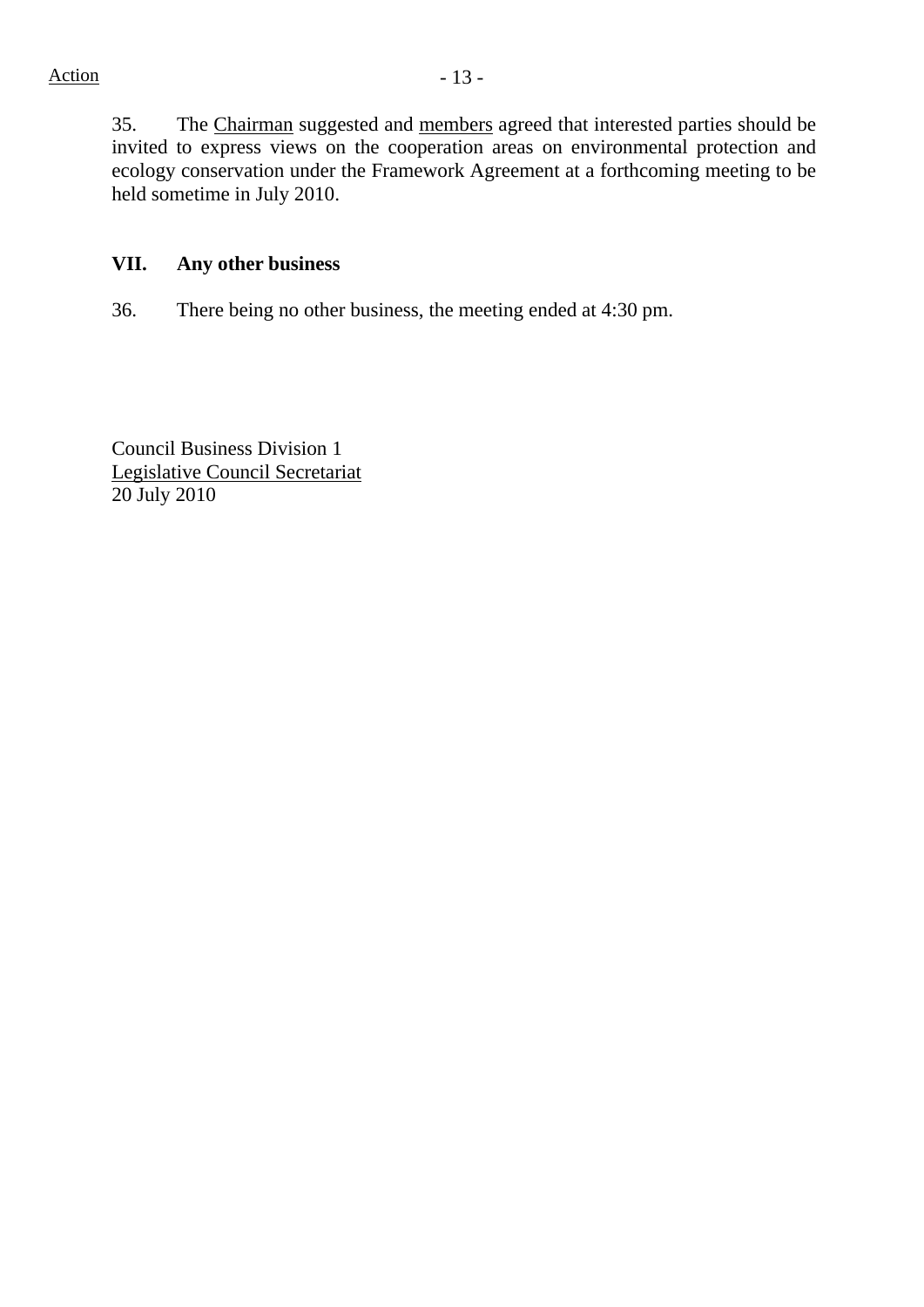Action

35. The Chairman suggested and members agreed that interested parties should be invited to express views on the cooperation areas on environmental protection and ecology conservation under the Framework Agreement at a forthcoming meeting to be held sometime in July 2010.

## VII. Any other business

36. There being no other business, the meeting ended at 4:30 pm.

Council Business Division 1
Legislative Council Secretariat
20 July 2010